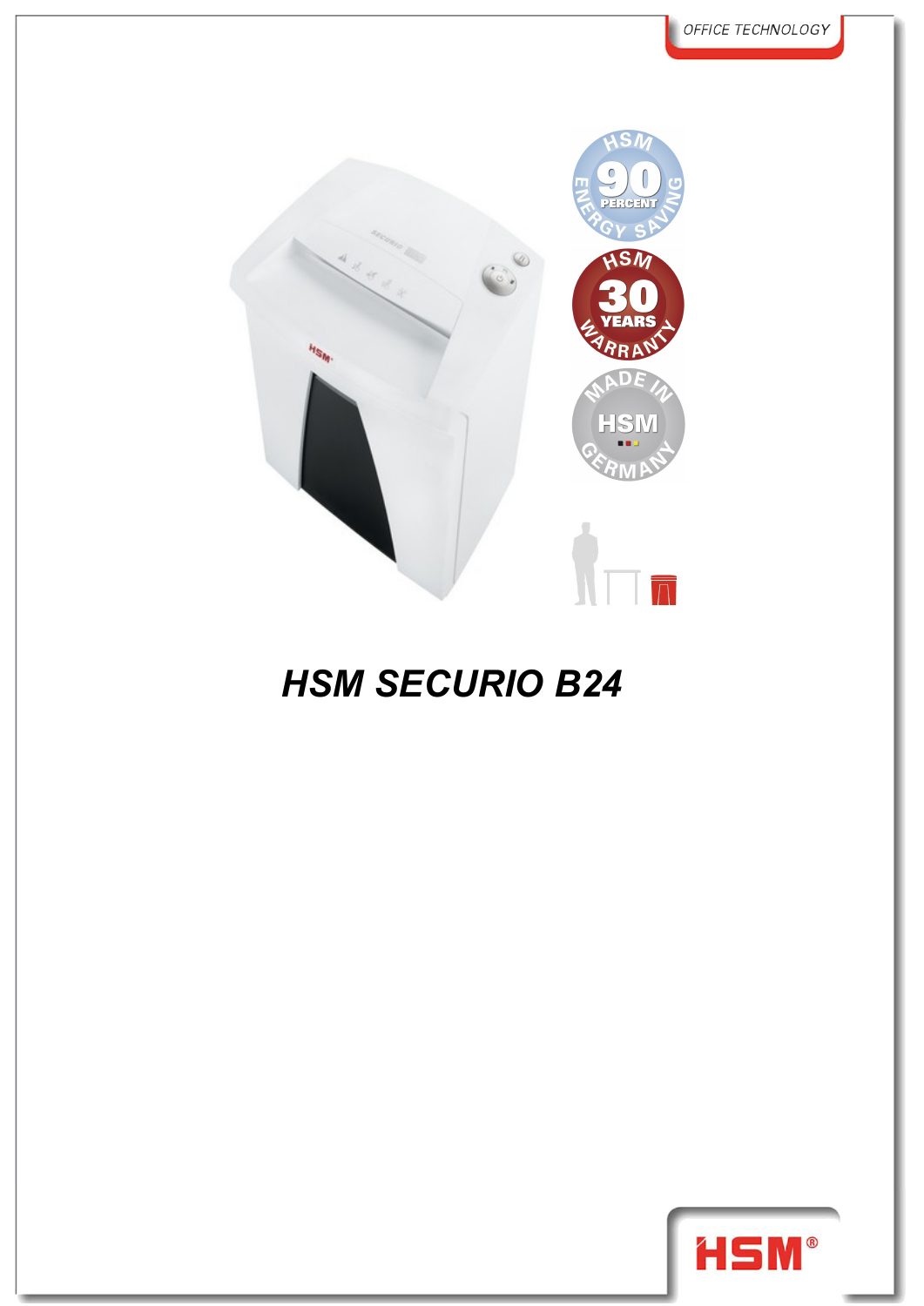OFFICE TECHNOLOGY

# HSM SECURIO B24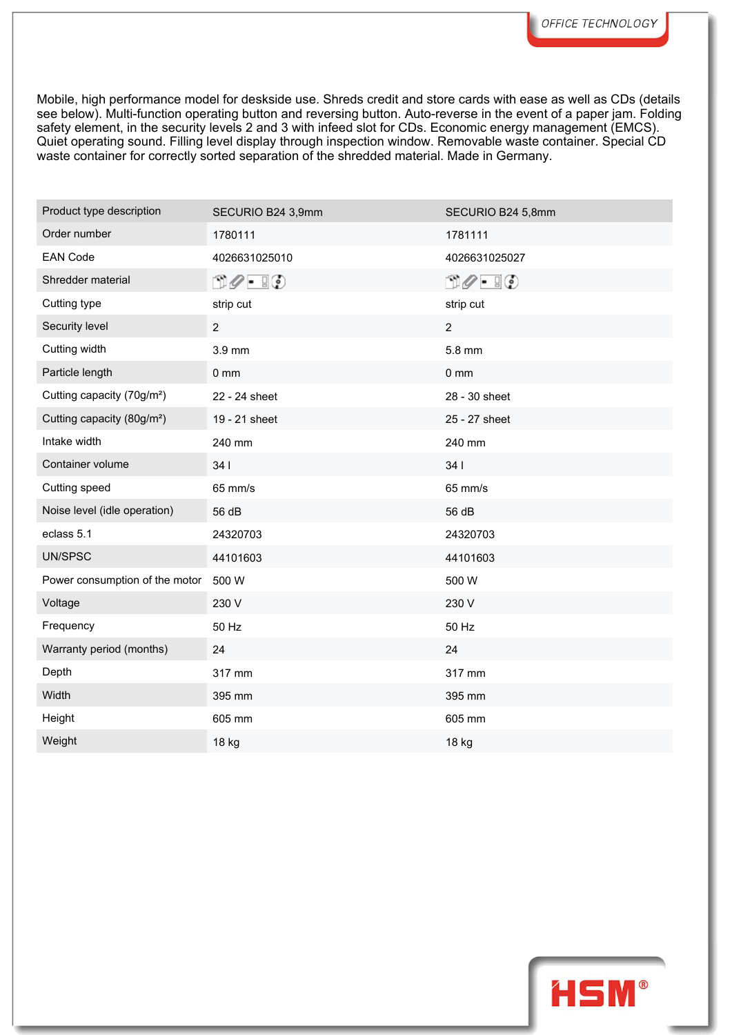Mobile, high performance model for deskside use. Shreds credit and store cards with ease as well as CDs (details see below). Multi-function operating button and reversing button. Auto-reverse in the event of a paper jam. Folding safety element, in the security levels 2 and 3 with infeed slot for CDs. Economic energy management (EMCS). Quiet operating sound. Filling level display through inspection window. Removable waste container. Special CD waste container for correctly sorted separation of the shredded material. Made in Germany.

| Product type description | SECURIO B24 3,9mm | SECURIO B24 5,8mm |
| --- | --- | --- |
| Order number | 1780111 | 1781111 |
| EAN Code | 4026631025010 | 4026631025027 |
| Shredder material | | |
| Cutting type | strip cut | strip cut |
| Security level | 2 | 2 |
| Cutting width | 3.9 mm | 5.8 mm |
| Particle length | 0 mm | 0 mm |
| Cutting capacity (70g/m²) | 22 - 24 sheet | 28 - 30 sheet |
| Cutting capacity (80g/m²) | 19 - 21 sheet | 25 - 27 sheet |
| Intake width | 240 mm | 240 mm |
| Container volume | 34 l | 34 l |
| Cutting speed | 65 mm/s | 65 mm/s |
| Noise level (idle operation) | 56 dB | 56 dB |
| eclass 5.1 | 24320703 | 24320703 |
| UN/SPSC | 44101603 | 44101603 |
| Power consumption of the motor | 500 W | 500 W |
| Voltage | 230 V | 230 V |
| Frequency | 50 Hz | 50 Hz |
| Warranty period (months) | 24 | 24 |
| Depth | 317 mm | 317 mm |
| Width | 395 mm | 395 mm |
| Height | 605 mm | 605 mm |
| Weight | 18 kg | 18 kg |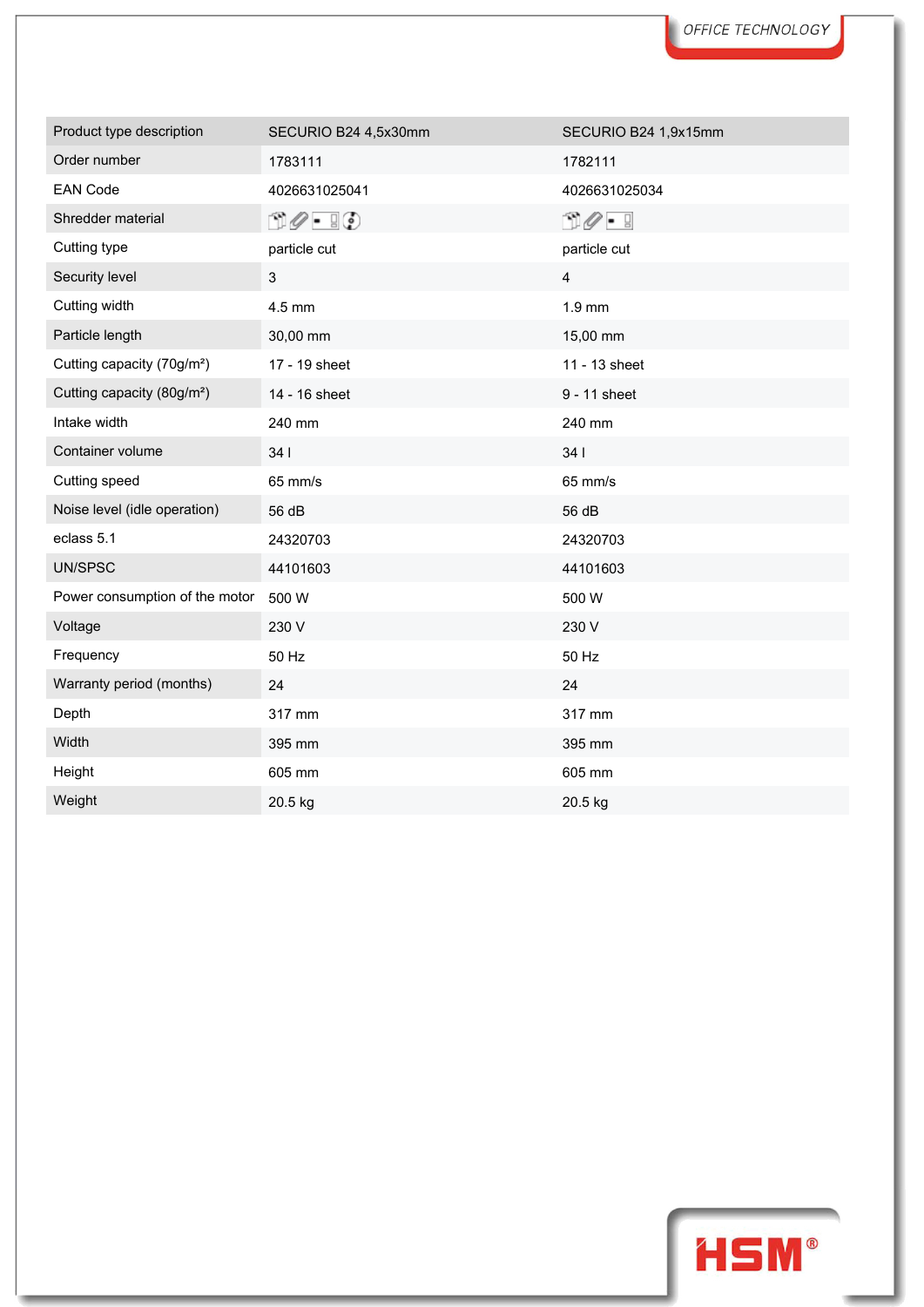| Product type description | SECURIO B24 4,5x30mm | SECURIO B24 1,9x15mm |
|---|---|---|
| Order number | 1783111 | 1782111 |
| EAN Code | 4026631025041 | 4026631025034 |
| Shredder material | | |
| Cutting type | particle cut | particle cut |
| Security level | 3 | 4 |
| Cutting width | 4.5 mm | 1.9 mm |
| Particle length | 30,00 mm | 15,00 mm |
| Cutting capacity (70g/m²) | 17 - 19 sheet | 11 - 13 sheet |
| Cutting capacity (80g/m²) | 14 - 16 sheet | 9 - 11 sheet |
| Intake width | 240 mm | 240 mm |
| Container volume | 34 l | 34 l |
| Cutting speed | 65 mm/s | 65 mm/s |
| Noise level (idle operation) | 56 dB | 56 dB |
| eclass 5.1 | 24320703 | 24320703 |
| UN/SPSC | 44101603 | 44101603 |
| Power consumption of the motor | 500 W | 500 W |
| Voltage | 230 V | 230 V |
| Frequency | 50 Hz | 50 Hz |
| Warranty period (months) | 24 | 24 |
| Depth | 317 mm | 317 mm |
| Width | 395 mm | 395 mm |
| Height | 605 mm | 605 mm |
| Weight | 20.5 kg | 20.5 kg |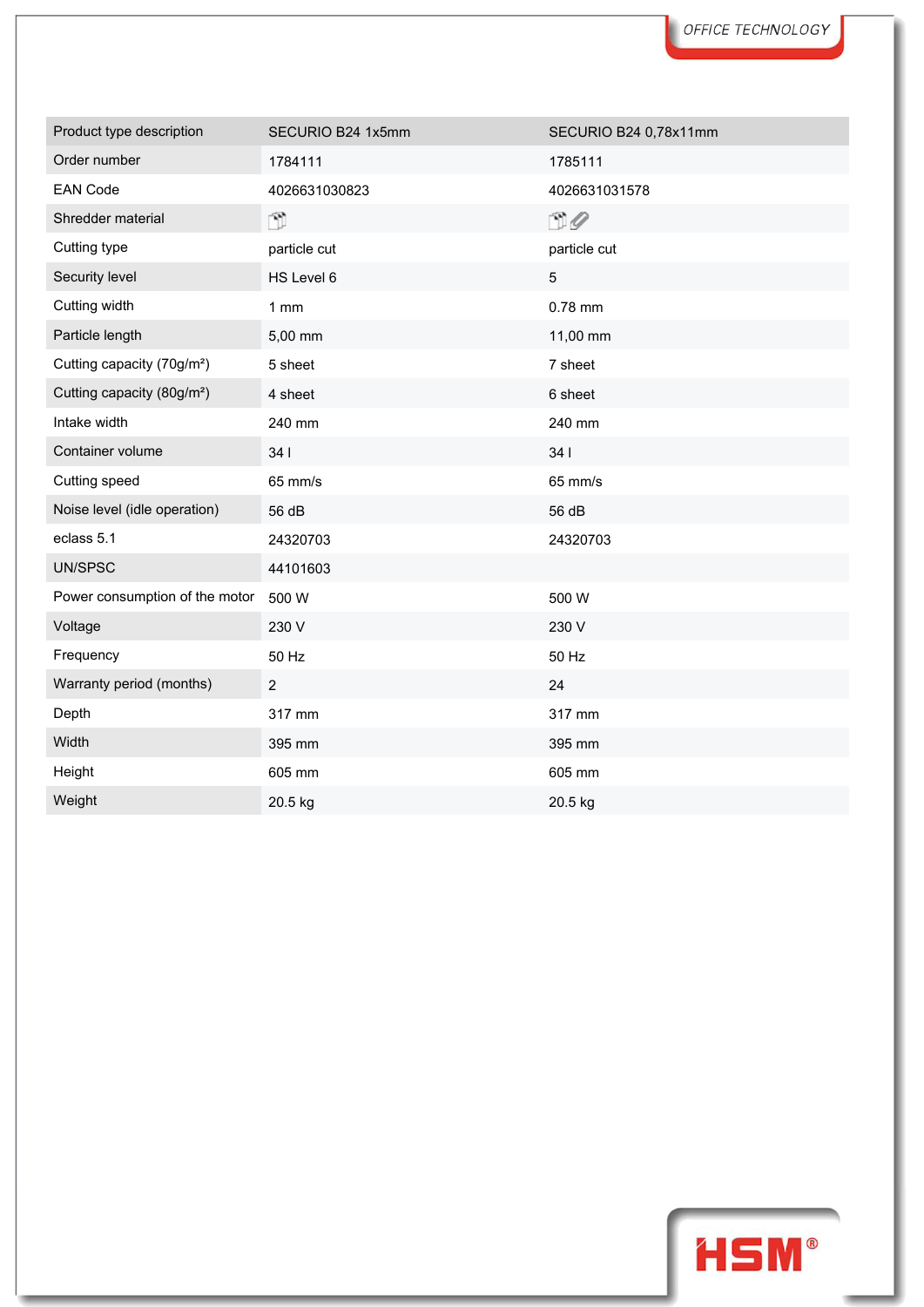| Product type description | SECURIO B24 1x5mm | SECURIO B24 0,78x11mm |
|---|---|---|
| Order number | 1784111 | 1785111 |
| EAN Code | 4026631030823 | 4026631031578 |
| Shredder material | | |
| Cutting type | particle cut | particle cut |
| Security level | HS Level 6 | 5 |
| Cutting width | 1 mm | 0.78 mm |
| Particle length | 5,00 mm | 11,00 mm |
| Cutting capacity (70g/m²) | 5 sheet | 7 sheet |
| Cutting capacity (80g/m²) | 4 sheet | 6 sheet |
| Intake width | 240 mm | 240 mm |
| Container volume | 34 l | 34 l |
| Cutting speed | 65 mm/s | 65 mm/s |
| Noise level (idle operation) | 56 dB | 56 dB |
| eclass 5.1 | 24320703 | 24320703 |
| UN/SPSC | 44101603 | |
| Power consumption of the motor | 500 W | 500 W |
| Voltage | 230 V | 230 V |
| Frequency | 50 Hz | 50 Hz |
| Warranty period (months) | 2 | 24 |
| Depth | 317 mm | 317 mm |
| Width | 395 mm | 395 mm |
| Height | 605 mm | 605 mm |
| Weight | 20.5 kg | 20.5 kg |